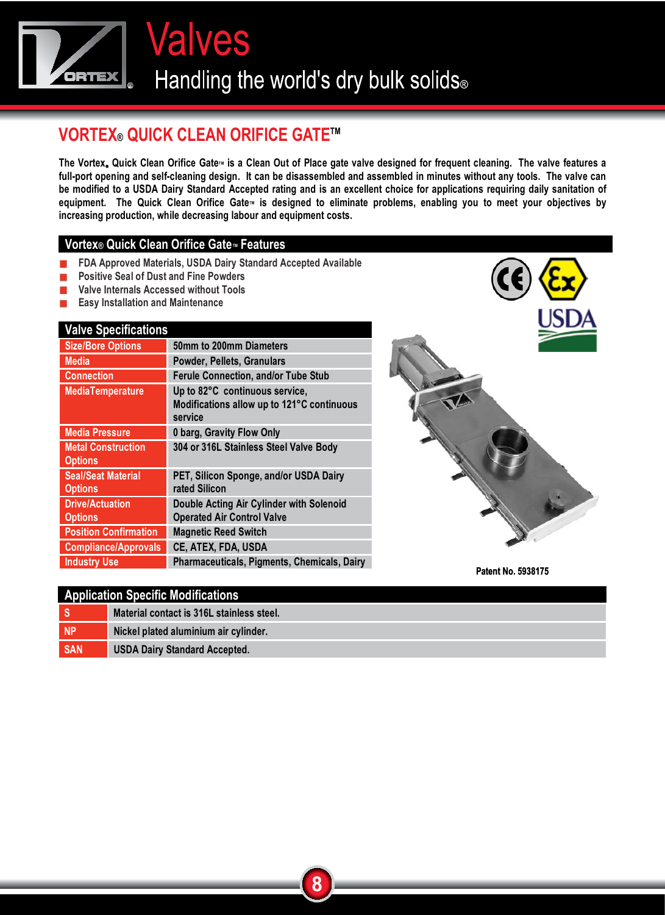# Valves

Handling the world's dry bulk solids®

## VORTEX® QUICK CLEAN ORIFICE GATE™

**The Vortex® Quick Clean Orifice Gate™ is a Clean Out of Place gate valve designed for frequent cleaning. The valve features a full-port opening and self-cleaning design. It can be disassembled and assembled in minutes without any tools. The valve can be modified to a USDA Dairy Standard Accepted rating and is an excellent choice for applications requiring daily sanitation of equipment. The Quick Clean Orifice Gate™ is designed to eliminate problems, enabling you to meet your objectives by increasing production, while decreasing labour and equipment costs.**

### Vortex® Quick Clean Orifice Gate™ Features

- FDA Approved Materials, USDA Dairy Standard Accepted Available
- Positive Seal of Dust and Fine Powders
- Valve Internals Accessed without Tools
- Easy Installation and Maintenance

### Valve Specifications

| | |
|---|---|
| Size/Bore Options | 50mm to 200mm Diameters |
| Media | Powder, Pellets, Granulars |
| Connection | Ferule Connection, and/or Tube Stub |
| MediaTemperature | Up to 82°C continuous service, Modifications allow up to 121°C continuous service |
| Media Pressure | 0 barg, Gravity Flow Only |
| Metal Construction Options | 304 or 316L Stainless Steel Valve Body |
| Seal/Seat Material Options | PET, Silicon Sponge, and/or USDA Dairy rated Silicon |
| Drive/Actuation Options | Double Acting Air Cylinder with Solenoid Operated Air Control Valve |
| Position Confirmation | Magnetic Reed Switch |
| Compliance/Approvals | CE, ATEX, FDA, USDA |
| Industry Use | Pharmaceuticals, Pigments, Chemicals, Dairy |

Patent No. 5938175

### Application Specific Modifications

| | |
|---|---|
| S | Material contact is 316L stainless steel. |
| NP | Nickel plated aluminium air cylinder. |
| SAN | USDA Dairy Standard Accepted. |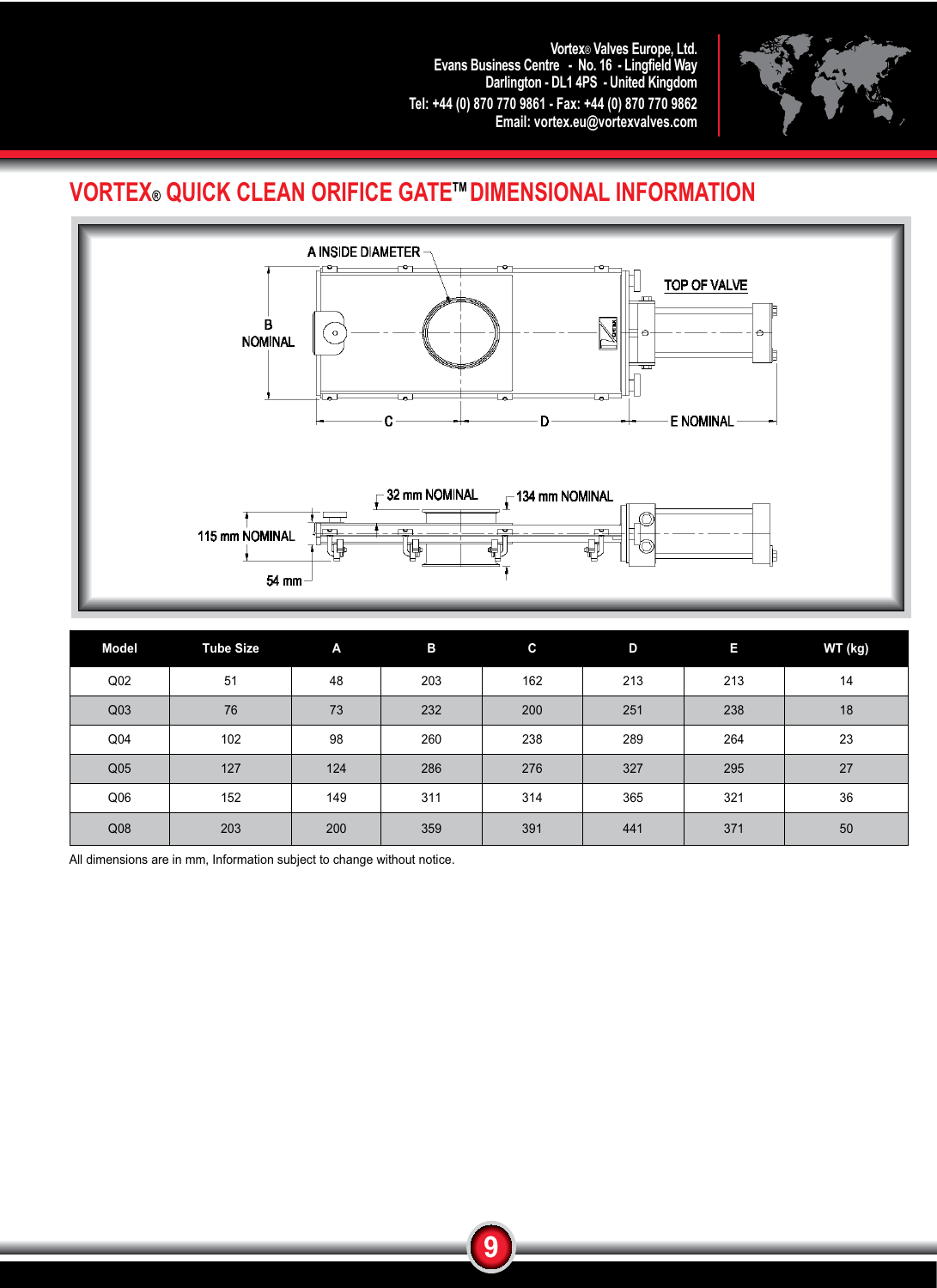Vortex® Valves Europe, Ltd.
Evans Business Centre - No. 16 - Lingfield Way
Darlington - DL1 4PS - United Kingdom
Tel: +44 (0) 870 770 9861 - Fax: +44 (0) 870 770 9862
Email: vortex.eu@vortexvalves.com

# VORTEX® QUICK CLEAN ORIFICE GATE™ DIMENSIONAL INFORMATION

A INSIDE DIAMETER
B NOMINAL
TOP OF VALVE
C
D
E NOMINAL
32 mm NOMINAL
134 mm NOMINAL
115 mm NOMINAL
54 mm

| Model | Tube Size | A | B | C | D | E | WT (kg) |
|---|---|---|---|---|---|---|---|
| Q02 | 51 | 48 | 203 | 162 | 213 | 213 | 14 |
| Q03 | 76 | 73 | 232 | 200 | 251 | 238 | 18 |
| Q04 | 102 | 98 | 260 | 238 | 289 | 264 | 23 |
| Q05 | 127 | 124 | 286 | 276 | 327 | 295 | 27 |
| Q06 | 152 | 149 | 311 | 314 | 365 | 321 | 36 |
| Q08 | 203 | 200 | 359 | 391 | 441 | 371 | 50 |

All dimensions are in mm, Information subject to change without notice.